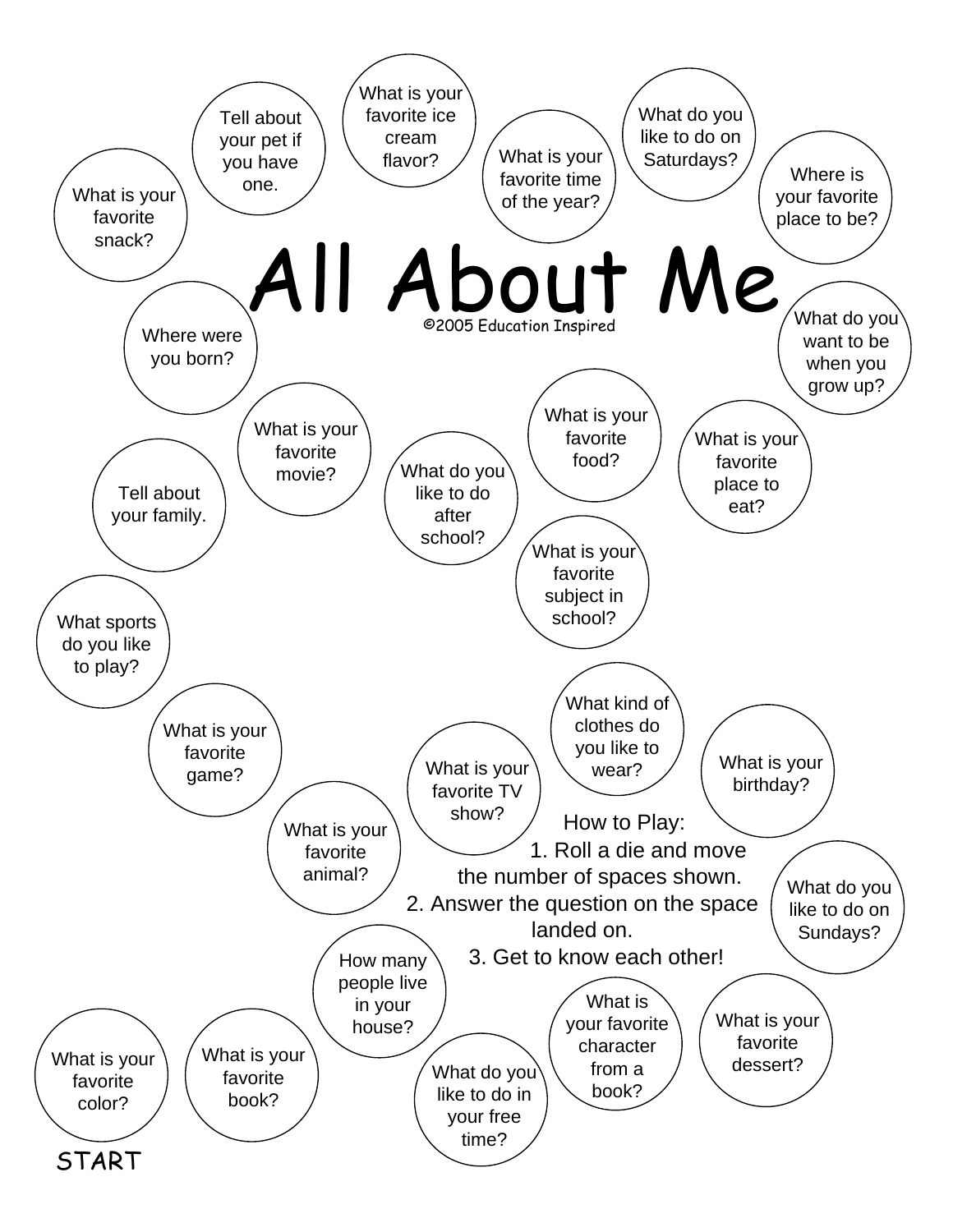# All About Me

©2005 Education Inspired

START

- What is your favorite color?
- What is your favorite book?
- How many people live in your house?
- What do you like to do in your free time?
- What is your favorite character from a book?
- What is your favorite dessert?
- What do you like to do on Sundays?
- What is your birthday?
- What kind of clothes do you like to wear?
- What is your favorite TV show?
- What is your favorite animal?
- What is your favorite game?
- What sports do you like to play?
- Tell about your family.
- Where were you born?
- What is your favorite snack?
- Tell about your pet if you have one.
- What is your favorite ice cream flavor?
- What is your favorite time of the year?
- What do you like to do on Saturdays?
- Where is your favorite place to be?
- What do you want to be when you grow up?
- What is your favorite place to eat?
- What is your favorite food?
- What is your favorite subject in school?
- What do you like to do after school?
- What is your favorite movie?

How to Play:

1. Roll a die and move the number of spaces shown.
2. Answer the question on the space landed on.
3. Get to know each other!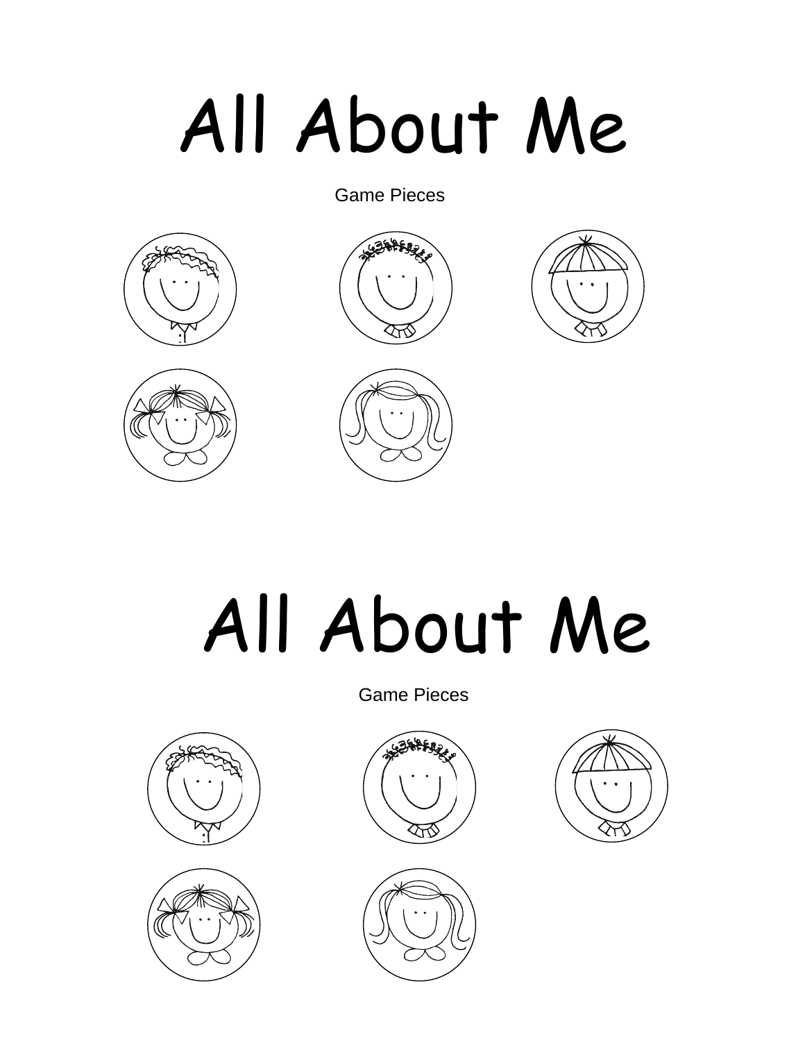# All About Me

Game Pieces

# All About Me

Game Pieces